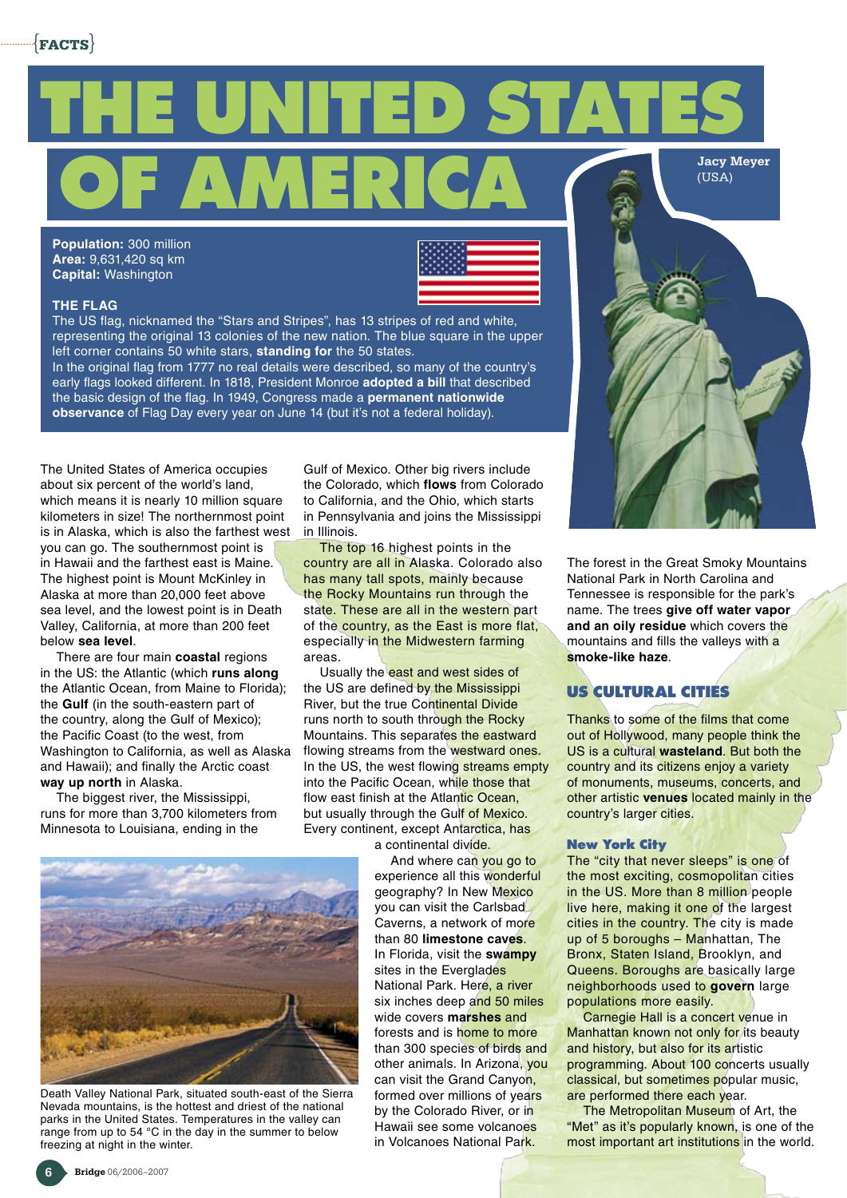{FACTS}

# THE UNITED STATES OF AMERICA

**Jacy Meyer** (USA)

**Population:** 300 million
**Area:** 9,631,420 sq km
**Capital:** Washington

### THE FLAG

The US flag, nicknamed the "Stars and Stripes", has 13 stripes of red and white, representing the original 13 colonies of the new nation. The blue square in the upper left corner contains 50 white stars, **standing for** the 50 states.

In the original flag from 1777 no real details were described, so many of the country's early flags looked different. In 1818, President Monroe **adopted a bill** that described the basic design of the flag. In 1949, Congress made a **permanent nationwide observance** of Flag Day every year on June 14 (but it's not a federal holiday).

The United States of America occupies about six percent of the world's land, which means it is nearly 10 million square kilometers in size! The northernmost point is in Alaska, which is also the farthest west you can go. The southernmost point is in Hawaii and the farthest east is Maine. The highest point is Mount McKinley in Alaska at more than 20,000 feet above sea level, and the lowest point is in Death Valley, California, at more than 200 feet below **sea level**.

There are four main **coastal** regions in the US: the Atlantic (which **runs along** the Atlantic Ocean, from Maine to Florida); the **Gulf** (in the south-eastern part of the country, along the Gulf of Mexico); the Pacific Coast (to the west, from Washington to California, as well as Alaska and Hawaii); and finally the Arctic coast **way up north** in Alaska.

The biggest river, the Mississippi, runs for more than 3,700 kilometers from Minnesota to Louisiana, ending in the Gulf of Mexico. Other big rivers include the Colorado, which **flows** from Colorado to California, and the Ohio, which starts in Pennsylvania and joins the Mississippi in Illinois.

The top 16 highest points in the country are all in Alaska. Colorado also has many tall spots, mainly because the Rocky Mountains run through the state. These are all in the western part of the country, as the East is more flat, especially in the Midwestern farming areas.

Usually the east and west sides of the US are defined by the Mississippi River, but the true Continental Divide runs north to south through the Rocky Mountains. This separates the eastward flowing streams from the westward ones. In the US, the west flowing streams empty into the Pacific Ocean, while those that flow east finish at the Atlantic Ocean, but usually through the Gulf of Mexico. Every continent, except Antarctica, has a continental divide.

And where can you go to experience all this wonderful geography? In New Mexico you can visit the Carlsbad Caverns, a network of more than 80 **limestone caves**. In Florida, visit the **swampy** sites in the Everglades National Park. Here, a river six inches deep and 50 miles wide covers **marshes** and forests and is home to more than 300 species of birds and other animals. In Arizona, you can visit the Grand Canyon, formed over millions of years by the Colorado River, or in Hawaii see some volcanoes in Volcanoes National Park.

Death Valley National Park, situated south-east of the Sierra Nevada mountains, is the hottest and driest of the national parks in the United States. Temperatures in the valley can range from up to 54 °C in the day in the summer to below freezing at night in the winter.

The forest in the Great Smoky Mountains National Park in North Carolina and Tennessee is responsible for the park's name. The trees **give off water vapor and an oily residue** which covers the mountains and fills the valleys with a **smoke-like haze**.

## US CULTURAL CITIES

Thanks to some of the films that come out of Hollywood, many people think the US is a cultural **wasteland**. But both the country and its citizens enjoy a variety of monuments, museums, concerts, and other artistic **venues** located mainly in the country's larger cities.

### New York City

The "city that never sleeps" is one of the most exciting, cosmopolitan cities in the US. More than 8 million people live here, making it one of the largest cities in the country. The city is made up of 5 boroughs – Manhattan, The Bronx, Staten Island, Brooklyn, and Queens. Boroughs are basically large neighborhoods used to **govern** large populations more easily.

Carnegie Hall is a concert venue in Manhattan known not only for its beauty and history, but also for its artistic programming. About 100 concerts usually classical, but sometimes popular music, are performed there each year.

The Metropolitan Museum of Art, the "Met" as it's popularly known, is one of the most important art institutions in the world.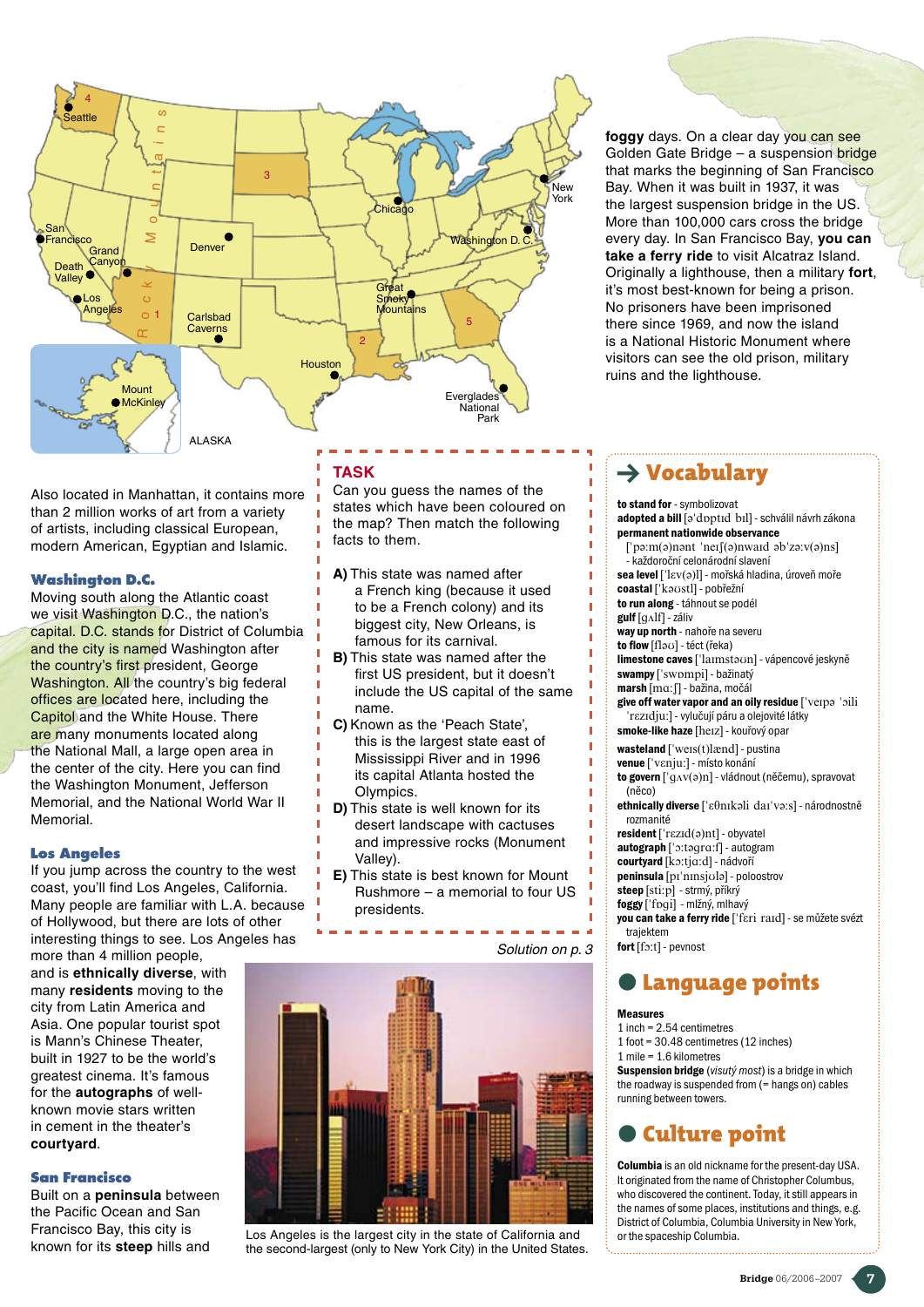foggy days. On a clear day you can see Golden Gate Bridge – a suspension bridge that marks the beginning of San Francisco Bay. When it was built in 1937, it was the largest suspension bridge in the US. More than 100,000 cars cross the bridge every day. In San Francisco Bay, **you can take a ferry ride** to visit Alcatraz Island. Originally a lighthouse, then a military **fort**, it's most best-known for being a prison. No prisoners have been imprisoned there since 1969, and now the island is a National Historic Monument where visitors can see the old prison, military ruins and the lighthouse.

Also located in Manhattan, it contains more than 2 million works of art from a variety of artists, including classical European, modern American, Egyptian and Islamic.

## Washington D.C.

Moving south along the Atlantic coast we visit Washington D.C., the nation's capital. D.C. stands for District of Columbia and the city is named Washington after the country's first president, George Washington. All the country's big federal offices are located here, including the Capitol and the White House. There are many monuments located along the National Mall, a large open area in the center of the city. Here you can find the Washington Monument, Jefferson Memorial, and the National World War II Memorial.

## Los Angeles

If you jump across the country to the west coast, you'll find Los Angeles, California. Many people are familiar with L.A. because of Hollywood, but there are lots of other interesting things to see. Los Angeles has more than 4 million people, and is **ethnically diverse**, with many **residents** moving to the city from Latin America and Asia. One popular tourist spot is Mann's Chinese Theater, built in 1927 to be the world's greatest cinema. It's famous for the **autographs** of well-known movie stars written in cement in the theater's **courtyard**.

## San Francisco

Built on a **peninsula** between the Pacific Ocean and San Francisco Bay, this city is known for its **steep** hills and

## TASK

Can you guess the names of the states which have been coloured on the map? Then match the following facts to them.

**A)** This state was named after a French king (because it used to be a French colony) and its biggest city, New Orleans, is famous for its carnival.

**B)** This state was named after the first US president, but it doesn't include the US capital of the same name.

**C)** Known as the 'Peach State', this is the largest state of Mississippi River and in 1996 its capital Atlanta hosted the Olympics.

**D)** This state is well known for its desert landscape with cactuses and impressive rocks (Monument Valley).

**E)** This state is best known for Mount Rushmore – a memorial to four US presidents.

*Solution on p. 3*

Los Angeles is the largest city in the state of California and the second-largest (only to New York City) in the United States.

## Vocabulary

**to stand for** - symbolizovat
**adopted a bill** [əˈdɒptɪd bɪl] - schválil návrh zákona
**permanent nationwide observance** [ˈpɜːm(ə)nənt ˈneɪʃ(ə)nwaɪd əbˈzɜːv(ə)ns] - každoroční celonárodní slavení
**sea level** [ˈlɛv(ə)l] - mořská hladina, úroveň moře
**coastal** [ˈkəʊstl] - pobřežní
**to run along** - táhnout se podél
**gulf** [gʌlf] - záliv
**way up north** - nahoře na severu
**to flow** [fləʊ] - téct (řeka)
**limestone caves** [ˈlaɪmstəʊn] - vápencové jeskyně
**swampy** [ˈswɒmpi] - bažinatý
**marsh** [mɑːʃ] - bažina, močál
**give off water vapor and an oily residue** [ˈveɪpə ˈɔili ˈrɛzɪdjuː] - vylučují páru a olejovité látky
**smoke-like haze** [heɪz] - kouřový opar
**wasteland** [ˈweɪs(t)lænd] - pustina
**venue** [ˈvɛnjuː] - místo konání
**to govern** [ˈgʌv(ə)n] - vládnout (něčemu), spravovat (něco)
**ethnically diverse** [ˈɛθnɪkəli daɪˈvɜːs] - národnostně rozmanité
**resident** [ˈrɛzɪd(ə)nt] - obyvatel
**autograph** [ˈɔːtəgrɑːf] - autogram
**courtyard** [kɔːtjɑːd] - nádvoří
**peninsula** [pɪˈnɪnsjʊlə] - poloostrov
**steep** [stiːp] - strmý, příkrý
**foggy** [ˈfɒgi] - mlžný, mlhavý
**you can take a ferry ride** [ˈfɛri raɪd] - se můžete svézt trajektem
**fort** [fɔːt] - pevnost

## Language points

**Measures**
1 inch = 2.54 centimetres
1 foot = 30.48 centimetres (12 inches)
1 mile = 1.6 kilometres

**Suspension bridge** (*visutý most*) is a bridge in which the roadway is suspended from (= hangs on) cables running between towers.

## Culture point

**Columbia** is an old nickname for the present-day USA. It originated from the name of Christopher Columbus, who discovered the continent. Today, it still appears in the names of some places, institutions and things, e.g. District of Columbia, Columbia University in New York, or the spaceship Columbia.